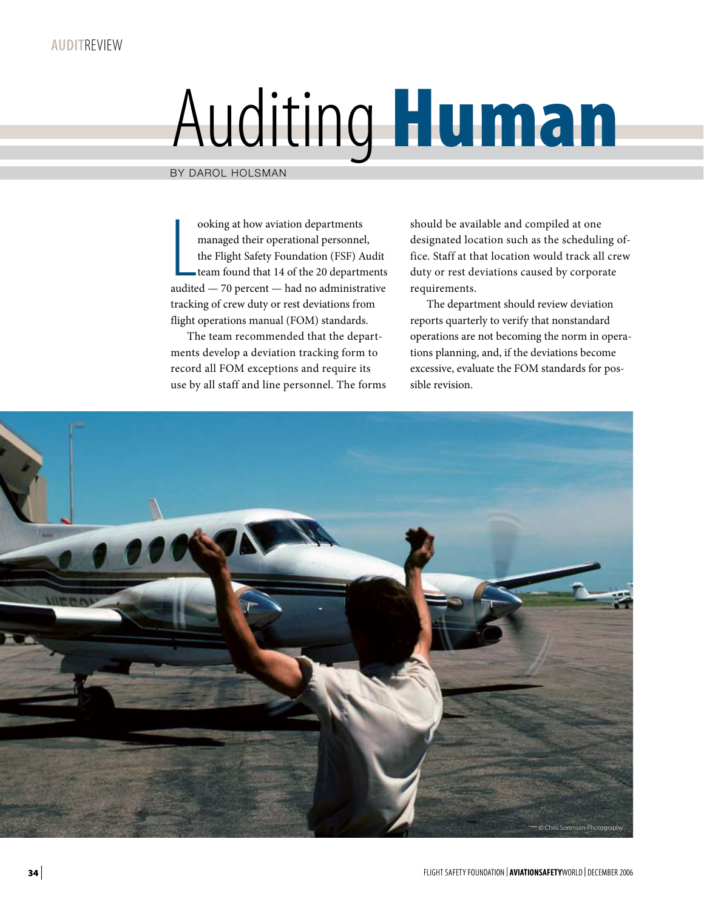AUDITREVIEW

# Auditing Human

BY DAROL HOLSMAN

Looking at how aviation departments managed their operational personnel, the Flight Safety Foundation (FSF) Audit team found that 14 of the 20 departments audited — 70 percent — had no administrative tracking of crew duty or rest deviations from flight operations manual (FOM) standards.

The team recommended that the departments develop a deviation tracking form to record all FOM exceptions and require its use by all staff and line personnel. The forms should be available and compiled at one designated location such as the scheduling office. Staff at that location would track all crew duty or rest deviations caused by corporate requirements.

The department should review deviation reports quarterly to verify that nonstandard operations are not becoming the norm in operations planning, and, if the deviations become excessive, evaluate the FOM standards for possible revision.

© Chris Sorensen Photography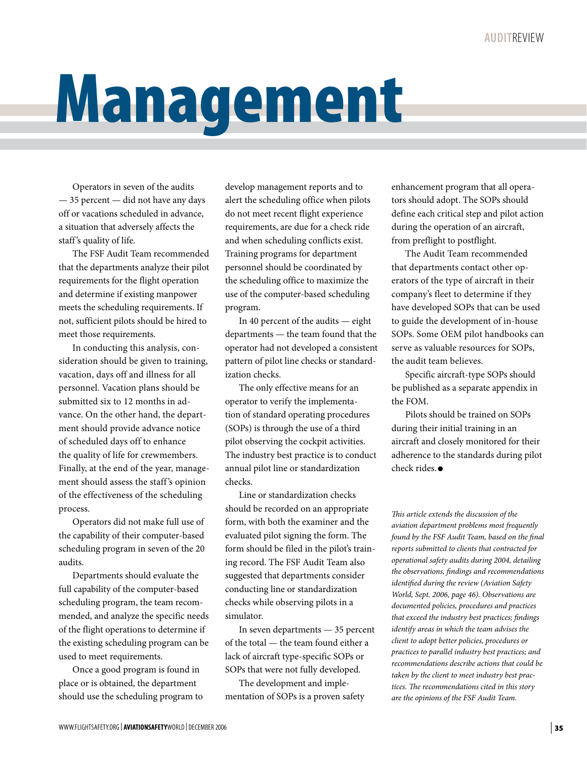# Management

Operators in seven of the audits — 35 percent — did not have any days off or vacations scheduled in advance, a situation that adversely affects the staff's quality of life.

The FSF Audit Team recommended that the departments analyze their pilot requirements for the flight operation and determine if existing manpower meets the scheduling requirements. If not, sufficient pilots should be hired to meet those requirements.

In conducting this analysis, consideration should be given to training, vacation, days off and illness for all personnel. Vacation plans should be submitted six to 12 months in advance. On the other hand, the department should provide advance notice of scheduled days off to enhance the quality of life for crewmembers. Finally, at the end of the year, management should assess the staff's opinion of the effectiveness of the scheduling process.

Operators did not make full use of the capability of their computer-based scheduling program in seven of the 20 audits.

Departments should evaluate the full capability of the computer-based scheduling program, the team recommended, and analyze the specific needs of the flight operations to determine if the existing scheduling program can be used to meet requirements.

Once a good program is found in place or is obtained, the department should use the scheduling program to develop management reports and to alert the scheduling office when pilots do not meet recent flight experience requirements, are due for a check ride and when scheduling conflicts exist. Training programs for department personnel should be coordinated by the scheduling office to maximize the use of the computer-based scheduling program.

In 40 percent of the audits — eight departments — the team found that the operator had not developed a consistent pattern of pilot line checks or standardization checks.

The only effective means for an operator to verify the implementation of standard operating procedures (SOPs) is through the use of a third pilot observing the cockpit activities. The industry best practice is to conduct annual pilot line or standardization checks.

Line or standardization checks should be recorded on an appropriate form, with both the examiner and the evaluated pilot signing the form. The form should be filed in the pilot's training record. The FSF Audit Team also suggested that departments consider conducting line or standardization checks while observing pilots in a simulator.

In seven departments — 35 percent of the total — the team found either a lack of aircraft type-specific SOPs or SOPs that were not fully developed.

The development and implementation of SOPs is a proven safety enhancement program that all operators should adopt. The SOPs should define each critical step and pilot action during the operation of an aircraft, from preflight to postflight.

The Audit Team recommended that departments contact other operators of the type of aircraft in their company's fleet to determine if they have developed SOPs that can be used to guide the development of in-house SOPs. Some OEM pilot handbooks can serve as valuable resources for SOPs, the audit team believes.

Specific aircraft-type SOPs should be published as a separate appendix in the FOM.

Pilots should be trained on SOPs during their initial training in an aircraft and closely monitored for their adherence to the standards during pilot check rides. ●

*This article extends the discussion of the aviation department problems most frequently found by the FSF Audit Team, based on the final reports submitted to clients that contracted for operational safety audits during 2004, detailing the observations, findings and recommendations identified during the review (Aviation Safety World, Sept. 2006, page 46). Observations are documented policies, procedures and practices that exceed the industry best practices; findings identify areas in which the team advises the client to adopt better policies, procedures or practices to parallel industry best practices; and recommendations describe actions that could be taken by the client to meet industry best practices. The recommendations cited in this story are the opinions of the FSF Audit Team.*